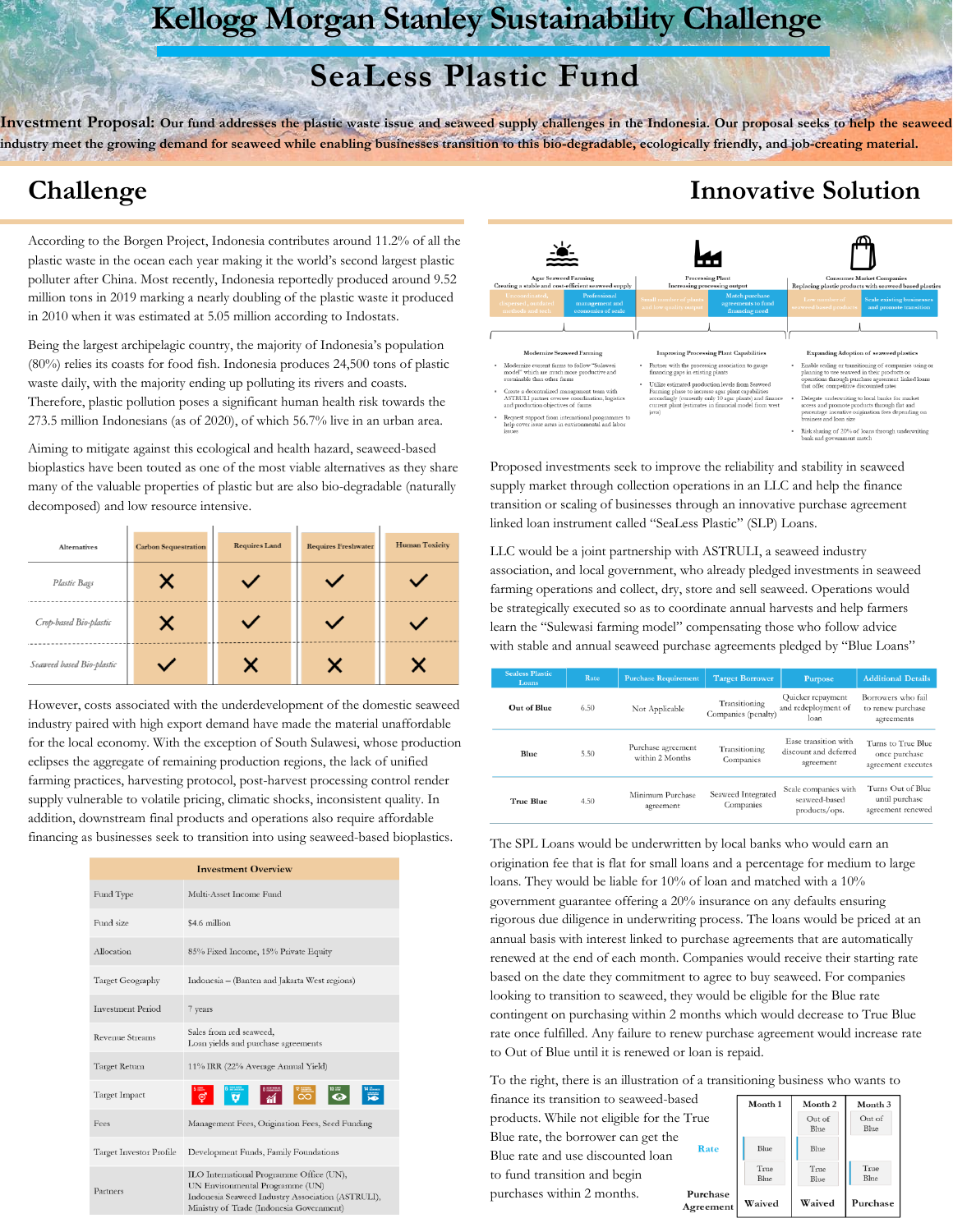# Kellogg Morgan Stanley Sustainability Challenge

# SeaLess Plastic Fund

**Investment Proposal:** **Our fund addresses the plastic waste issue and seaweed supply challenges in the Indonesia. Our proposal seeks to help the seaweed industry meet the growing demand for seaweed while enabling businesses transition to this bio-degradable, ecologically friendly, and job-creating material.**

## Challenge

According to the Borgen Project, Indonesia contributes around 11.2% of all the plastic waste in the ocean each year making it the world's second largest plastic polluter after China. Most recently, Indonesia reportedly produced around 9.52 million tons in 2019 marking a nearly doubling of the plastic waste it produced in 2010 when it was estimated at 5.05 million according to Indostats.

Being the largest archipelagic country, the majority of Indonesia's population (80%) relies its coasts for food fish. Indonesia produces 24,500 tons of plastic waste daily, with the majority ending up polluting its rivers and coasts. Therefore, plastic pollution poses a significant human health risk towards the 273.5 million Indonesians (as of 2020), of which 56.7% live in an urban area.

Aiming to mitigate against this ecological and health hazard, seaweed-based bioplastics have been touted as one of the most viable alternatives as they share many of the valuable properties of plastic but are also bio-degradable (naturally decomposed) and low resource intensive.

| Alternatives | Carbon Sequestration | Requires Land | Requires Freshwater | Human Toxicity |
|---|---|---|---|---|
| *Plastic Bags* | ✗ | ✓ | ✓ | ✓ |
| *Crop-based Bio-plastic* | ✗ | ✓ | ✓ | ✓ |
| *Seaweed based Bio-plastic* | ✓ | ✗ | ✗ | ✗ |

However, costs associated with the underdevelopment of the domestic seaweed industry paired with high export demand have made the material unaffordable for the local economy. With the exception of South Sulawesi, whose production eclipses the aggregate of remaining production regions, the lack of unified farming practices, harvesting protocol, post-harvest processing control render supply vulnerable to volatile pricing, climatic shocks, inconsistent quality. In addition, downstream final products and operations also require affordable financing as businesses seek to transition into using seaweed-based bioplastics.

| Investment Overview | |
|---|---|
| Fund Type | Multi-Asset Income Fund |
| Fund size | $4.6 million |
| Allocation | 85% Fixed Income, 15% Private Equity |
| Target Geography | Indonesia – (Banten and Jakarta West regions) |
| Investment Period | 7 years |
| Revenue Streams | Sales from red seaweed, Loan yields and purchase agreements |
| Target Return | 11% IRR (22% Average Annual Yield) |
| Target Impact | |
| Fees | Management Fees, Origination Fees, Seed Funding |
| Target Investor Profile | Development Funds, Family Foundations |
| Partners | ILO International Programme Office (UN), UN Environmental Programme (UN), Indonesia Seaweed Industry Association (ASTRULI), Ministry of Trade (Indonesia Government) |

## Innovative Solution

**Agar Seaweed Farming** – Creating a stable and cost-efficient seaweed supply
- Unconsolidated, dispersed, outdated methods and tech
- Professional management and economies of scale

**Processing Plant** – Increasing processing output
- Small number of plants and low quality output
- Match purchase agreements to fund financing need

**Consumer Market Companies** – Replacing plastic products with seaweed based plastics
- Low number of seaweed based products
- Scale existing businesses and promote transition

**Modernize Seaweed Farming**
- Modernize current farms to follow "Sulawesi model" which are much more productive and sustainable than other farms
- Create a decentralized management team with ASTRULI partner oversee coordination, logistics and production objectives of farms
- Request support from international programmes to help cover issue areas in environmental and labor issues

**Improving Processing Plant Capabilities**
- Partner with the processing association to gauge financing gaps in existing plants
- Utilize estimated production levels from Seaweed Farming phase to increase agar plant capabilities accordingly (currently only 10 agar plants) and finance current plant (estimates in financial model from west java)

**Expanding Adoption of seaweed plastics**
- Enable scaling or transitioning of companies using or planning to use seaweed in their products or operations through purchase agreement linked loans that offer competitive discounted rates
- Delegate underwriting to local banks for market access and promote products through flat and percentage incentive origination fees depending on business and loan size
- Risk sharing of 20% of loans through underwriting bank and government match

Proposed investments seek to improve the reliability and stability in seaweed supply market through collection operations in an LLC and help the finance transition or scaling of businesses through an innovative purchase agreement linked loan instrument called "SeaLess Plastic" (SLP) Loans.

LLC would be a joint partnership with ASTRULI, a seaweed industry association, and local government, who already pledged investments in seaweed farming operations and collect, dry, store and sell seaweed. Operations would be strategically executed so as to coordinate annual harvests and help farmers learn the "Sulewasi farming model" compensating those who follow advice with stable and annual seaweed purchase agreements pledged by "Blue Loans"

| Sealess Plastic Loans | Rate | Purchase Requirement | Target Borrower | Purpose | Additional Details |
|---|---|---|---|---|---|
| **Out of Blue** | 6.50 | Not Applicable | Transitioning Companies (penalty) | Quicker repayment and redeployment of loan | Borrowers who fail to renew purchase agreements |
| **Blue** | 5.50 | Purchase agreement within 2 Months | Transitioning Companies | Ease transition with discount and deferred agreement | Turns to True Blue once purchase agreement executes |
| **True Blue** | 4.50 | Minimum Purchase agreement | Seaweed Integrated Companies | Scale companies with seaweed-based products/ops. | Turns Out of Blue until purchase agreement renewed |

The SPL Loans would be underwritten by local banks who would earn an origination fee that is flat for small loans and a percentage for medium to large loans. They would be liable for 10% of loan and matched with a 10% government guarantee offering a 20% insurance on any defaults ensuring rigorous due diligence in underwriting process. The loans would be priced at an annual basis with interest linked to purchase agreements that are automatically renewed at the end of each month. Companies would receive their starting rate based on the date they commitment to agree to buy seaweed. For companies looking to transition to seaweed, they would be eligible for the Blue rate contingent on purchasing within 2 months which would decrease to True Blue rate once fulfilled. Any failure to renew purchase agreement would increase rate to Out of Blue until it is renewed or loan is repaid.

To the right, there is an illustration of a transitioning business who wants to finance its transition to seaweed-based products. While not eligible for the True Blue rate, the borrower can get the Blue rate and use discounted loan to fund transition and begin purchases within 2 months.

| | Month 1 | Month 2 | Month 3 |
|---|---|---|---|
| Rate | | Out of Blue | Out of Blue |
| | Blue | Blue | |
| | True Blue | True Blue | True Blue |
| Purchase Agreement | Waived | Waived | Purchase |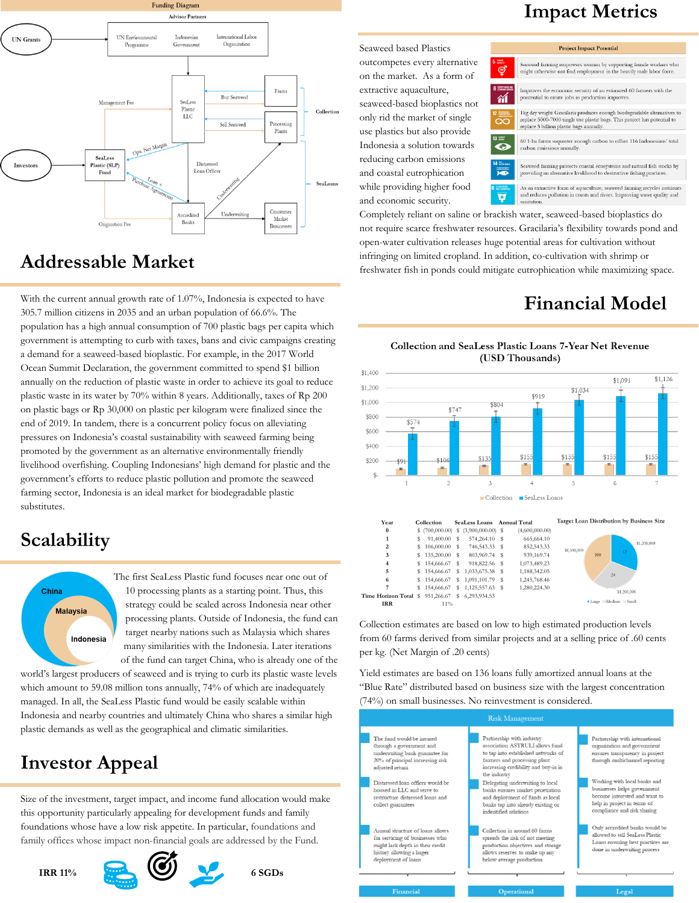Funding Diagram

Advisor Partners

UN Grants

UN Environmental Programme

Indonesian Government

International Labor Organization

SeaLess Plastic LLC

Buy Seaweed

Farms

Sell Seaweed

Processing Plants

Collection

Management Fee

Investors

SeaLess Plastic (SLP) Fund

Ops. Net Margin

Loan + Purchase Agreements

Distressed Loan Officer

Underwriting

SeaLoans

Accredited Banks

Underwriting

Consumer Market Businesses

Origination Fee

# Impact Metrics

Seaweed based Plastics outcompetes every alternative on the market. As a form of extractive aquaculture, seaweed-based bioplastics not only rid the market of single use plastics but also provide Indonesia a solution towards reducing carbon emissions and coastal eutrophication while supporting higher food and economic security.

| Project Impact Potential | |
|---|---|
| 5 | Seaweed farming empowers women by supporting female workers who might otherwise not find employment in the heavily male labor force. |
| 8 | Improves the economic security of an estimated 60 farmers with the potential to create jobs as production improves. |
| 12 | 1kg dry weight Gracilaria produces enough biodegradable alternatives to replace 5000-7000 single use plastic bags. This project has potential to replace 5 billion plastic bags annually. |
| 13 | 60 1-ha farms sequester enough carbon to offset 116 Indonesians' total carbon emissions annually. |
| 14 | Seaweed farming protects coastal ecosystems and natural fish stocks by providing an alternative livelihood to destructive fishing practices. |
| 6 | As an extractive form of aquaculture, seaweed farming recycles nutrients and reduces pollution in coasts and rivers. Improving water quality and sanitation. |

Completely reliant on saline or brackish water, seaweed-based bioplastics do not require scarce freshwater resources. Gracilaria's flexibility towards pond and open-water cultivation releases huge potential areas for cultivation without infringing on limited cropland. In addition, co-cultivation with shrimp or freshwater fish in ponds could mitigate eutrophication while maximizing space.

# Addressable Market

With the current annual growth rate of 1.07%, Indonesia is expected to have 305.7 million citizens in 2035 and an urban population of 66.6%. The population has a high annual consumption of 700 plastic bags per capita which government is attempting to curb with taxes, bans and civic campaigns creating a demand for a seaweed-based bioplastic. For example, in the 2017 World Ocean Summit Declaration, the government committed to spend $1 billion annually on the reduction of plastic waste in order to achieve its goal to reduce plastic waste in its water by 70% within 8 years. Additionally, taxes of Rp 200 on plastic bags or Rp 30,000 on plastic per kilogram were finalized since the end of 2019. In tandem, there is a concurrent policy focus on alleviating pressures on Indonesia's coastal sustainability with seaweed farming being promoted by the government as an alternative environmentally friendly livelihood overfishing. Coupling Indonesians' high demand for plastic and the government's efforts to reduce plastic pollution and promote the seaweed farming sector, Indonesia is an ideal market for biodegradable plastic substitutes.

# Financial Model

Collection and SeaLess Plastic Loans 7-Year Net Revenue (USD Thousands)

$1,400
$1,200
$1,000
$800
$600
$400
$200
$-

$91 $574 | $106 $747 | $135 $804 | $155 $919 | $155 $1,034 | $155 $1,091 | $155 $1,126

1 2 3 4 5 6 7

Collection SeaLess Loans

| Year | Collection | SeaLess Loans | Annual Total |
|---|---|---|---|
| 0 | $ (700,000.00) | $ (3,900,000.00) | $ (4,600,000.00) |
| 1 | $ 91,400.00 | $ 574,264.10 | $ 665,664.10 |
| 2 | $ 106,000.00 | $ 746,543.33 | $ 852,543.33 |
| 3 | $ 135,200.00 | $ 803,969.74 | $ 939,169.74 |
| 4 | $ 154,666.67 | $ 918,822.56 | $ 1,073,489.23 |
| 5 | $ 154,666.67 | $ 1,033,675.38 | $ 1,188,342.05 |
| 6 | $ 154,666.67 | $ 1,091,101.79 | $ 1,245,768.46 |
| 7 | $ 154,666.67 | $ 1,125,557.63 | $ 1,280,224.30 |
| Time Horizon Total | $ 951,266.67 | $ 6,293,934.53 | |
| IRR | 11% | | |

Target Loan Distribution by Business Size

$1,500,000 100
$1,200,000 12
24 $1,200,000

Large Medium Small

# Scalability

China

Malaysia

Indonesia

The first SeaLess Plastic fund focuses near one out of 10 processing plants as a starting point. Thus, this strategy could be scaled across Indonesia near other processing plants. Outside of Indonesia, the fund can target nearby nations such as Malaysia which shares many similarities with the Indonesia. Later iterations of the fund can target China, who is already one of the world's largest producers of seaweed and is trying to curb its plastic waste levels which amount to 59.08 million tons annually, 74% of which are inadequately managed. In all, the SeaLess Plastic fund would be easily scalable within Indonesia and nearby countries and ultimately China who shares a similar high plastic demands as well as the geographical and climatic similarities.

Collection estimates are based on low to high estimated production levels from 60 farms derived from similar projects and at a selling price of .60 cents per kg. (Net Margin of .20 cents)

Yield estimates are based on 136 loans fully amortized annual loans at the "Blue Rate" distributed based on business size with the largest concentration (74%) on small businesses. No reinvestment is considered.

| Risk Management | | |
|---|---|---|
| The fund would be insured through a government and underwriting bank guarantee for 20% of principal increasing risk adjusted return | Partnership with industry association ASTRULI allows fund to tap into established networks of farmers and processing plant increasing credibility and buy-in in the industry | Partnership with international organization and government ensures transparency in project through multichannel reporting |
| Distressed loan officers would be housed in LLC and serve to restructure distressed loans and collect guarantees | Delegating underwriting to local banks ensures market penetration and deployment of funds as local banks tap into already existing or indentified relations | Working with local banks and businesses helps government become interested and want to help in project in terms of compliance and risk sharing |
| Annual structure of loans allows for servicing of businesses who might lack depth in their credit history allowing a larger deployment of loans | Collection in around 60 farms spreads the risk of not meeting production objectives and storage allows reserves to make up any below average production | Only accredited banks would be allowed to sell SeaLess Plastic Loans ensuring best practices are done in underwriting process |
| Financial | Operational | Legal |

# Investor Appeal

Size of the investment, target impact, and income fund allocation would make this opportunity particularly appealing for development funds and family foundations whose have a low risk appetite. In particular, foundations and family offices whose impact non-financial goals are addressed by the Fund.

**IRR 11%** **6 SGDs**